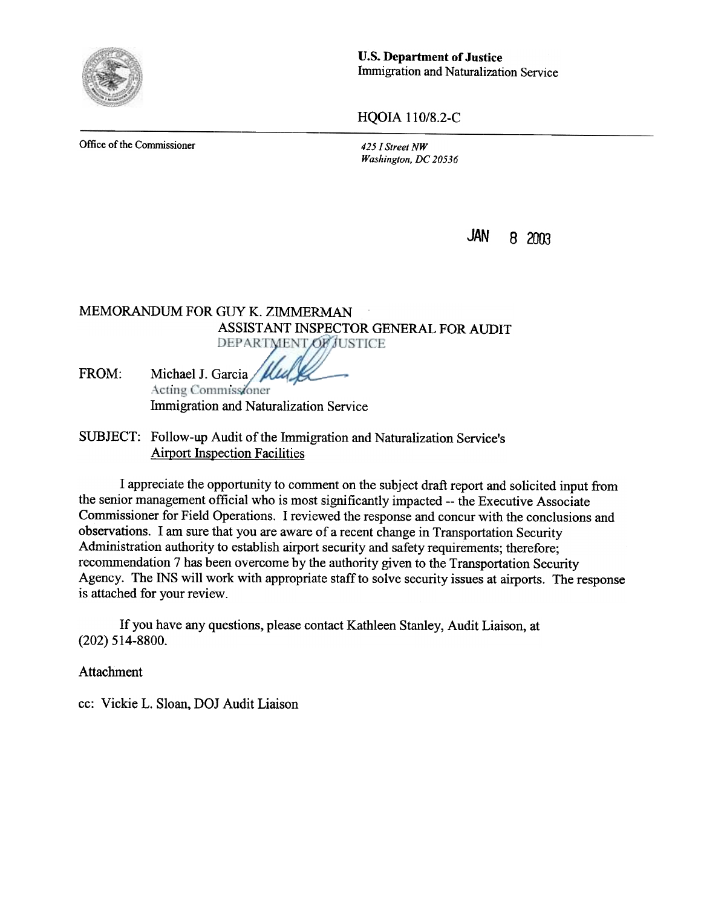**U.S. Department of Justice**
Immigration and Naturalization Service

HQOIA 110/8.2-C

Office of the Commissioner

*425 I Street NW*
*Washington, DC 20536*

JAN 8 2003

MEMORANDUM FOR GUY K. ZIMMERMAN
ASSISTANT INSPECTOR GENERAL FOR AUDIT
DEPARTMENT OF JUSTICE

FROM: Michael J. Garcia
Acting Commissioner
Immigration and Naturalization Service

SUBJECT: Follow-up Audit of the Immigration and Naturalization Service's Airport Inspection Facilities

I appreciate the opportunity to comment on the subject draft report and solicited input from the senior management official who is most significantly impacted -- the Executive Associate Commissioner for Field Operations. I reviewed the response and concur with the conclusions and observations. I am sure that you are aware of a recent change in Transportation Security Administration authority to establish airport security and safety requirements; therefore; recommendation 7 has been overcome by the authority given to the Transportation Security Agency. The INS will work with appropriate staff to solve security issues at airports. The response is attached for your review.

If you have any questions, please contact Kathleen Stanley, Audit Liaison, at (202) 514-8800.

Attachment

cc: Vickie L. Sloan, DOJ Audit Liaison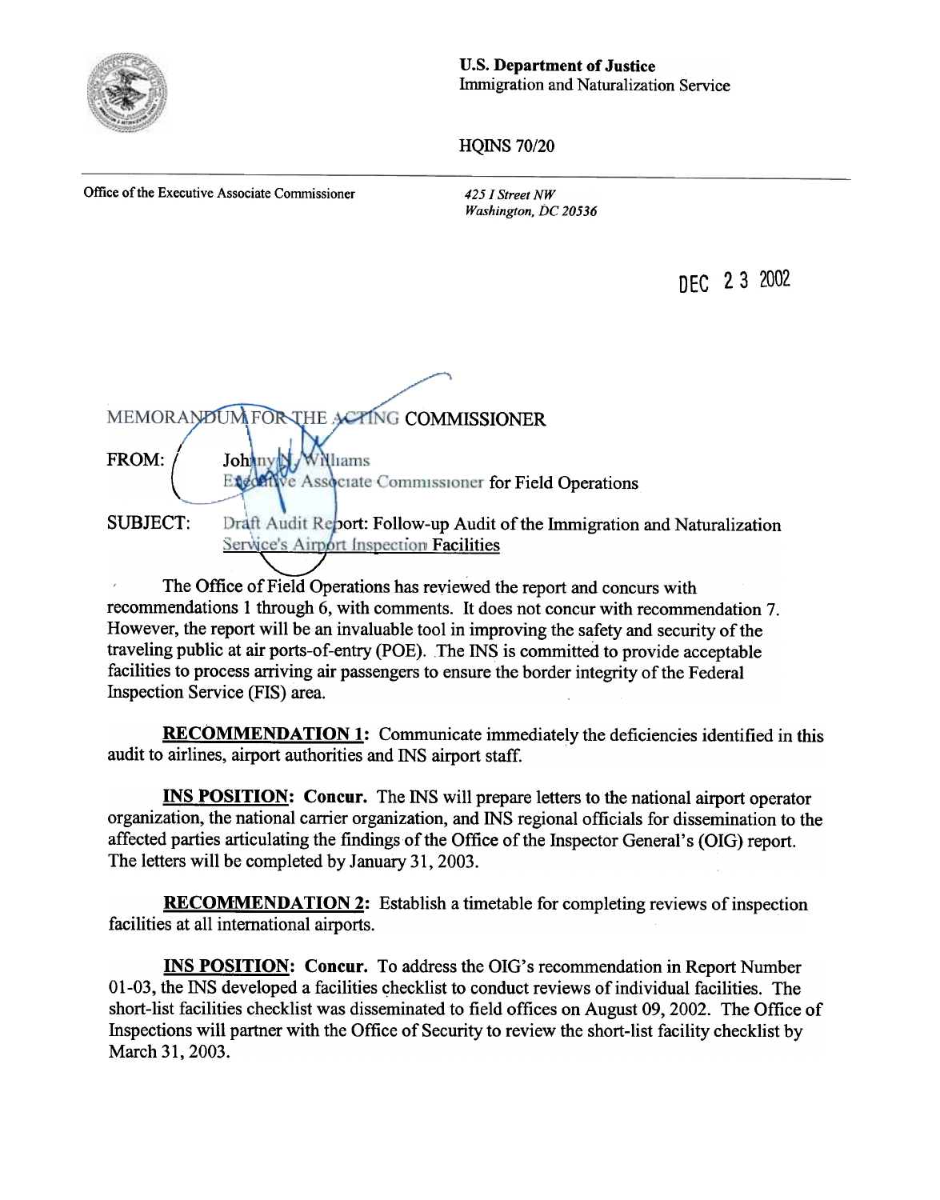U.S. Department of Justice
Immigration and Naturalization Service

HQINS 70/20

Office of the Executive Associate Commissioner

*425 I Street NW*
*Washington, DC 20536*

DEC 23 2002

MEMORANDUM FOR THE ACTING COMMISSIONER

FROM: Johnny N. Williams
Executive Associate Commissioner for Field Operations

SUBJECT: Draft Audit Report: Follow-up Audit of the Immigration and Naturalization Service's Airport Inspection Facilities

The Office of Field Operations has reviewed the report and concurs with recommendations 1 through 6, with comments. It does not concur with recommendation 7. However, the report will be an invaluable tool in improving the safety and security of the traveling public at air ports-of-entry (POE). The INS is committed to provide acceptable facilities to process arriving air passengers to ensure the border integrity of the Federal Inspection Service (FIS) area.

**RECOMMENDATION 1:** Communicate immediately the deficiencies identified in this audit to airlines, airport authorities and INS airport staff.

**INS POSITION: Concur.** The INS will prepare letters to the national airport operator organization, the national carrier organization, and INS regional officials for dissemination to the affected parties articulating the findings of the Office of the Inspector General's (OIG) report. The letters will be completed by January 31, 2003.

**RECOMMENDATION 2:** Establish a timetable for completing reviews of inspection facilities at all international airports.

**INS POSITION: Concur.** To address the OIG's recommendation in Report Number 01-03, the INS developed a facilities checklist to conduct reviews of individual facilities. The short-list facilities checklist was disseminated to field offices on August 09, 2002. The Office of Inspections will partner with the Office of Security to review the short-list facility checklist by March 31, 2003.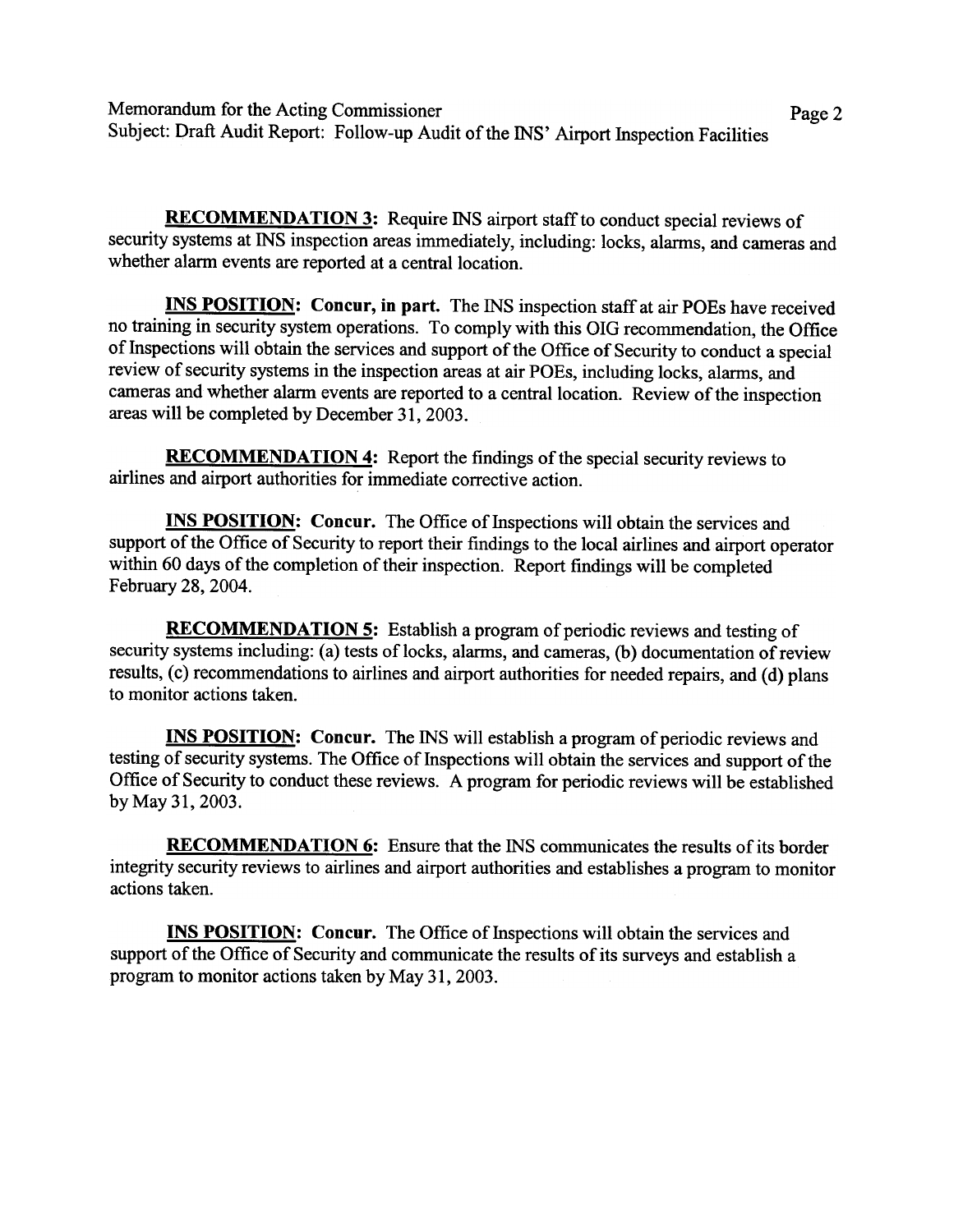**RECOMMENDATION 3:** Require INS airport staff to conduct special reviews of security systems at INS inspection areas immediately, including: locks, alarms, and cameras and whether alarm events are reported at a central location.

**INS POSITION: Concur, in part.** The INS inspection staff at air POEs have received no training in security system operations. To comply with this OIG recommendation, the Office of Inspections will obtain the services and support of the Office of Security to conduct a special review of security systems in the inspection areas at air POEs, including locks, alarms, and cameras and whether alarm events are reported to a central location. Review of the inspection areas will be completed by December 31, 2003.

**RECOMMENDATION 4:** Report the findings of the special security reviews to airlines and airport authorities for immediate corrective action.

**INS POSITION: Concur.** The Office of Inspections will obtain the services and support of the Office of Security to report their findings to the local airlines and airport operator within 60 days of the completion of their inspection. Report findings will be completed February 28, 2004.

**RECOMMENDATION 5:** Establish a program of periodic reviews and testing of security systems including: (a) tests of locks, alarms, and cameras, (b) documentation of review results, (c) recommendations to airlines and airport authorities for needed repairs, and (d) plans to monitor actions taken.

**INS POSITION: Concur.** The INS will establish a program of periodic reviews and testing of security systems. The Office of Inspections will obtain the services and support of the Office of Security to conduct these reviews. A program for periodic reviews will be established by May 31, 2003.

**RECOMMENDATION 6:** Ensure that the INS communicates the results of its border integrity security reviews to airlines and airport authorities and establishes a program to monitor actions taken.

**INS POSITION: Concur.** The Office of Inspections will obtain the services and support of the Office of Security and communicate the results of its surveys and establish a program to monitor actions taken by May 31, 2003.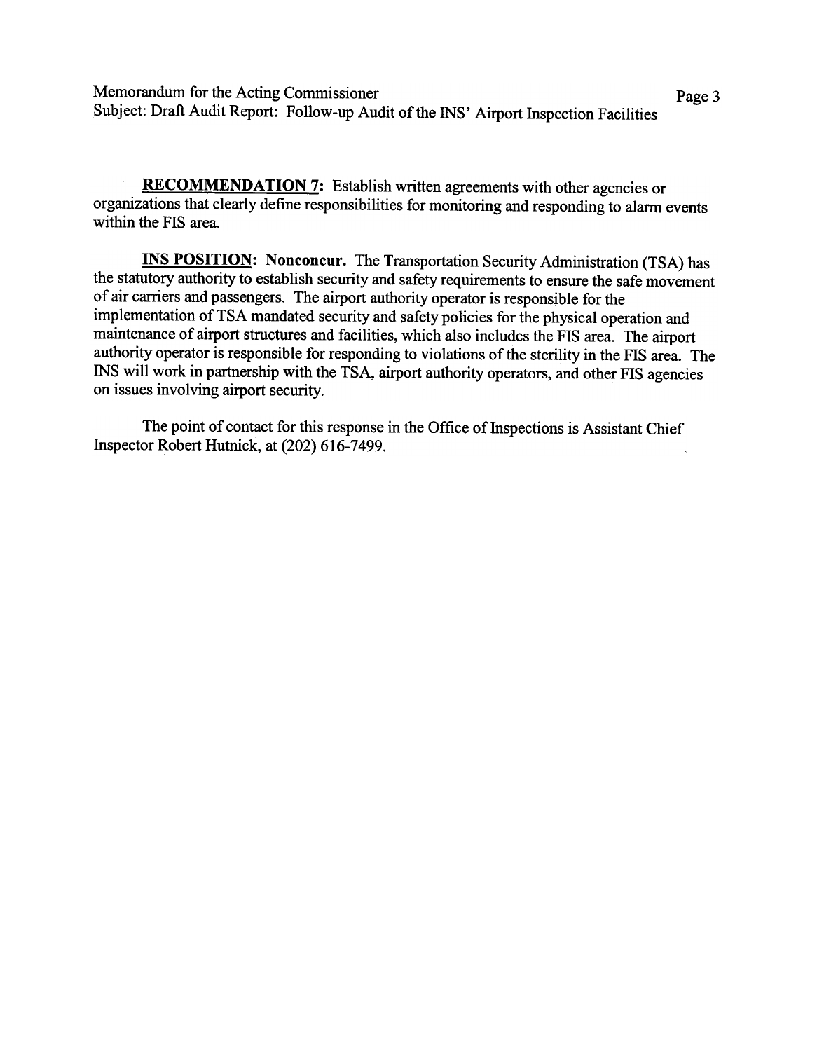**RECOMMENDATION 7:** Establish written agreements with other agencies or organizations that clearly define responsibilities for monitoring and responding to alarm events within the FIS area.

**INS POSITION: Nonconcur.** The Transportation Security Administration (TSA) has the statutory authority to establish security and safety requirements to ensure the safe movement of air carriers and passengers. The airport authority operator is responsible for the implementation of TSA mandated security and safety policies for the physical operation and maintenance of airport structures and facilities, which also includes the FIS area. The airport authority operator is responsible for responding to violations of the sterility in the FIS area. The INS will work in partnership with the TSA, airport authority operators, and other FIS agencies on issues involving airport security.

The point of contact for this response in the Office of Inspections is Assistant Chief Inspector Robert Hutnick, at (202) 616-7499.